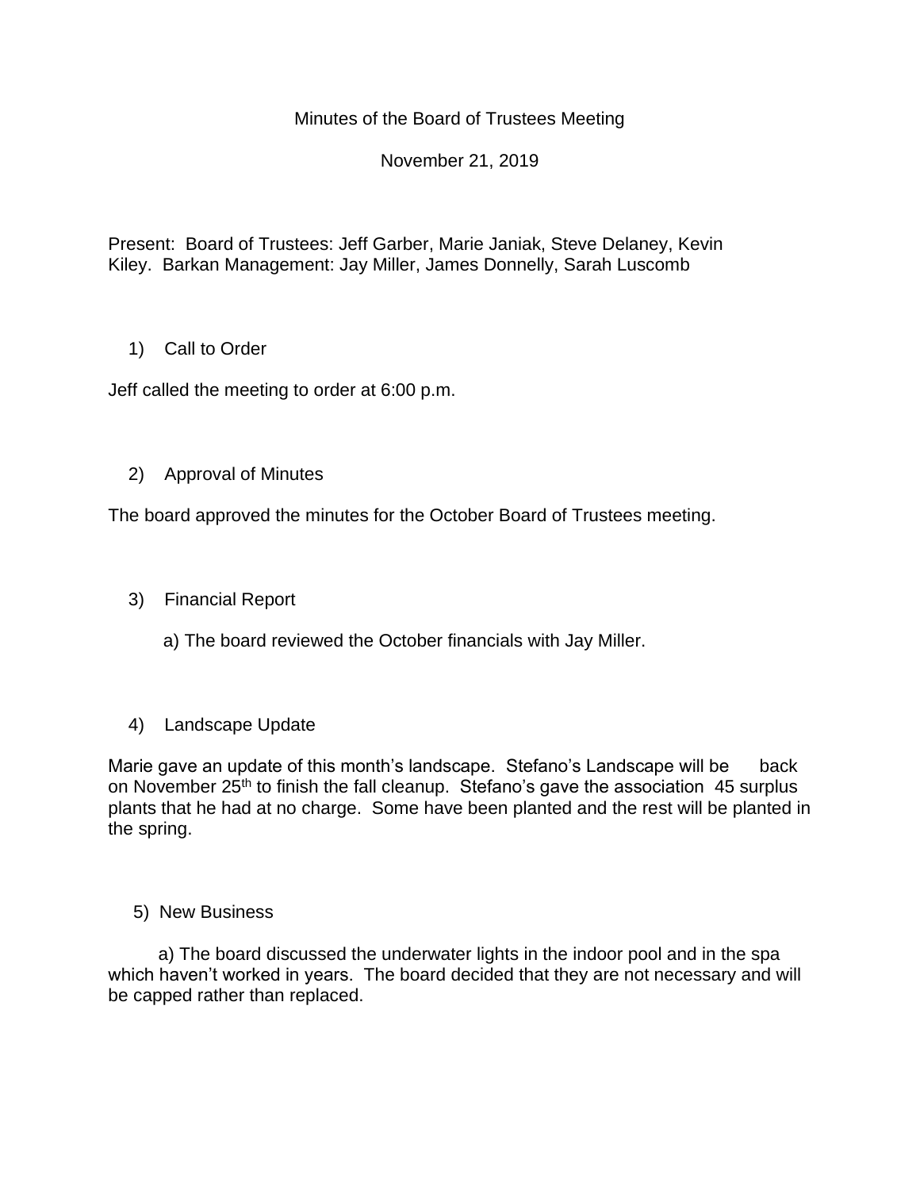Minutes of the Board of Trustees Meeting

November 21, 2019

Present: Board of Trustees: Jeff Garber, Marie Janiak, Steve Delaney, Kevin Kiley. Barkan Management: Jay Miller, James Donnelly, Sarah Luscomb

1) Call to Order

Jeff called the meeting to order at 6:00 p.m.

2) Approval of Minutes

The board approved the minutes for the October Board of Trustees meeting.

3) Financial Report

a) The board reviewed the October financials with Jay Miller.

4) Landscape Update

Marie gave an update of this month's landscape. Stefano's Landscape will be back on November 25th to finish the fall cleanup. Stefano's gave the association 45 surplus plants that he had at no charge. Some have been planted and the rest will be planted in the spring.

5) New Business

a) The board discussed the underwater lights in the indoor pool and in the spa which haven't worked in years. The board decided that they are not necessary and will be capped rather than replaced.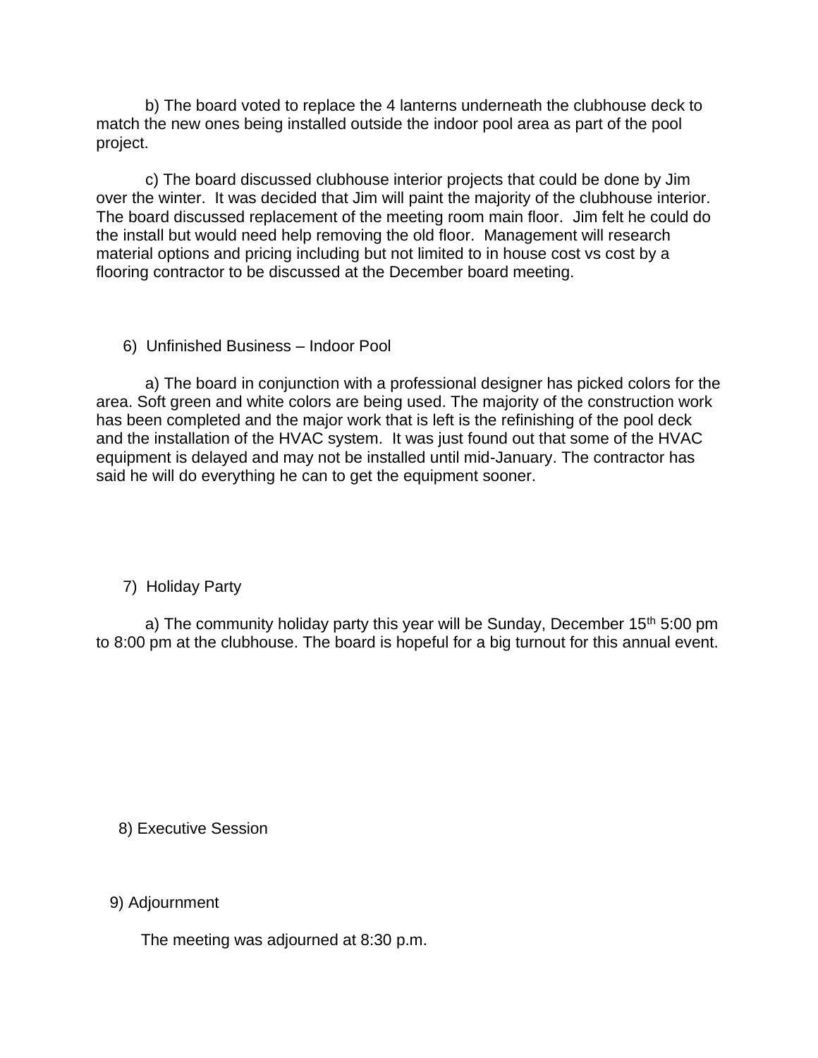b) The board voted to replace the 4 lanterns underneath the clubhouse deck to match the new ones being installed outside the indoor pool area as part of the pool project.

c) The board discussed clubhouse interior projects that could be done by Jim over the winter. It was decided that Jim will paint the majority of the clubhouse interior. The board discussed replacement of the meeting room main floor. Jim felt he could do the install but would need help removing the old floor. Management will research material options and pricing including but not limited to in house cost vs cost by a flooring contractor to be discussed at the December board meeting.

6) Unfinished Business – Indoor Pool

a) The board in conjunction with a professional designer has picked colors for the area. Soft green and white colors are being used. The majority of the construction work has been completed and the major work that is left is the refinishing of the pool deck and the installation of the HVAC system. It was just found out that some of the HVAC equipment is delayed and may not be installed until mid-January. The contractor has said he will do everything he can to get the equipment sooner.

7) Holiday Party

a) The community holiday party this year will be Sunday, December 15th 5:00 pm to 8:00 pm at the clubhouse. The board is hopeful for a big turnout for this annual event.

8) Executive Session

9) Adjournment

The meeting was adjourned at 8:30 p.m.